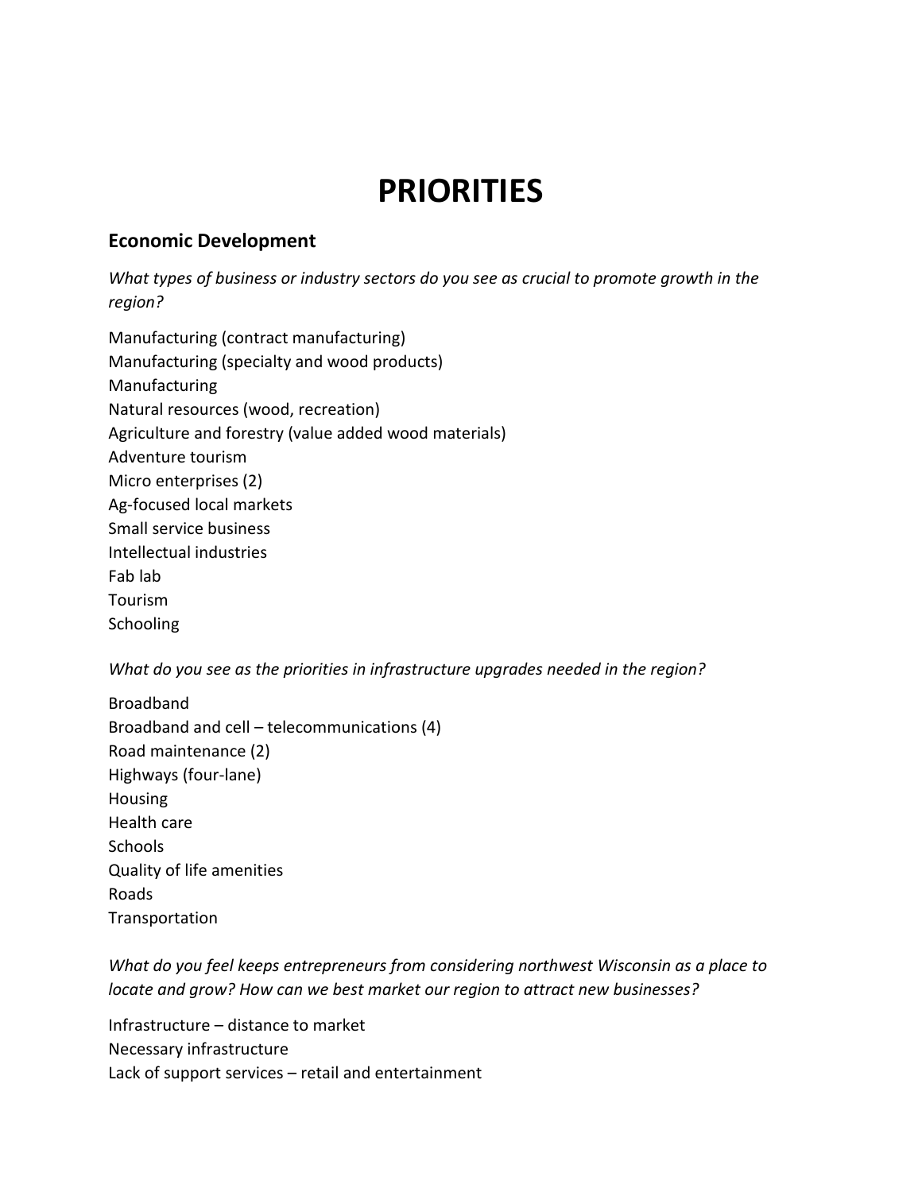# PRIORITIES

## Economic Development

*What types of business or industry sectors do you see as crucial to promote growth in the region?*

Manufacturing (contract manufacturing)
Manufacturing (specialty and wood products)
Manufacturing
Natural resources (wood, recreation)
Agriculture and forestry (value added wood materials)
Adventure tourism
Micro enterprises (2)
Ag-focused local markets
Small service business
Intellectual industries
Fab lab
Tourism
Schooling

*What do you see as the priorities in infrastructure upgrades needed in the region?*

Broadband
Broadband and cell – telecommunications (4)
Road maintenance (2)
Highways (four-lane)
Housing
Health care
Schools
Quality of life amenities
Roads
Transportation

*What do you feel keeps entrepreneurs from considering northwest Wisconsin as a place to locate and grow? How can we best market our region to attract new businesses?*

Infrastructure – distance to market
Necessary infrastructure
Lack of support services – retail and entertainment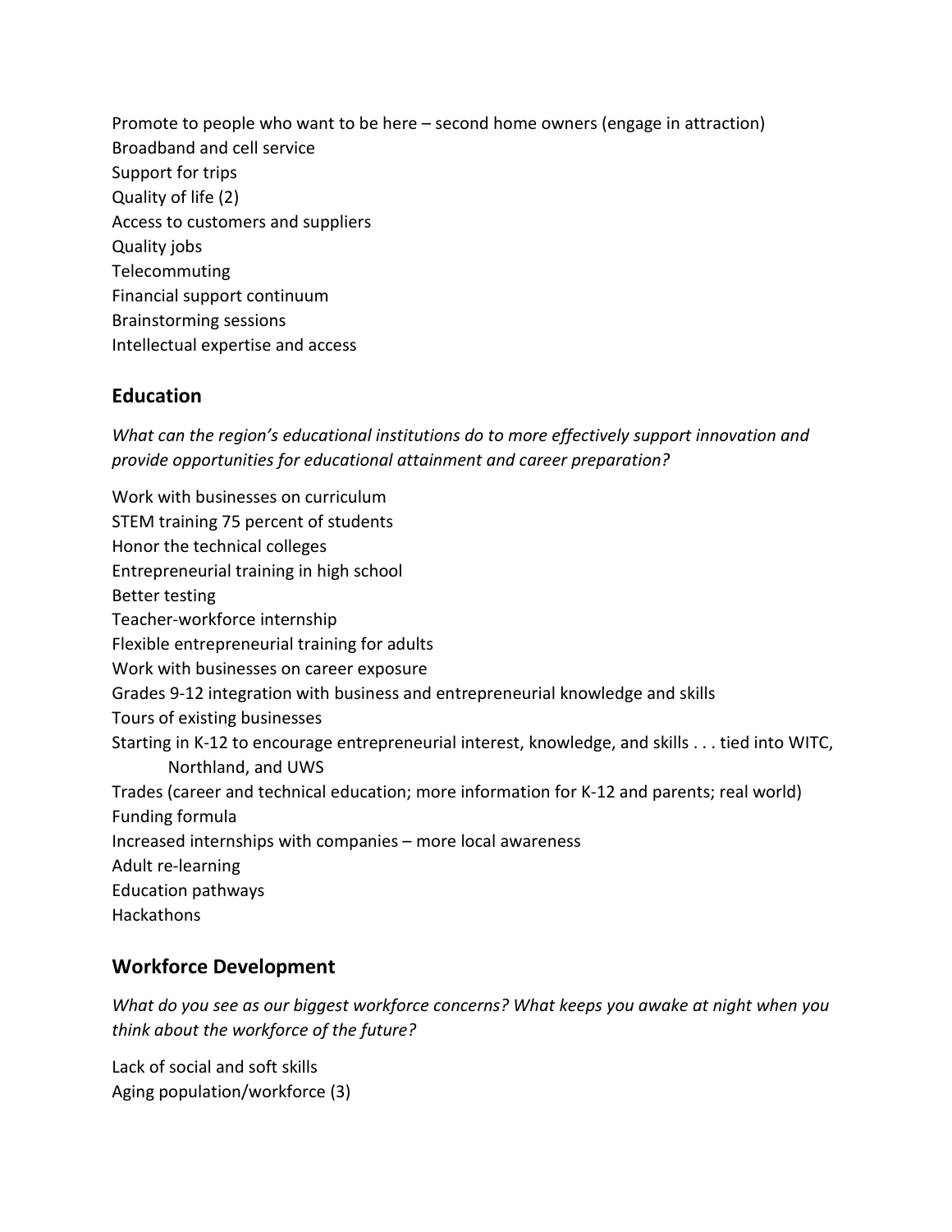Promote to people who want to be here – second home owners (engage in attraction)
Broadband and cell service
Support for trips
Quality of life (2)
Access to customers and suppliers
Quality jobs
Telecommuting
Financial support continuum
Brainstorming sessions
Intellectual expertise and access

## Education

*What can the region's educational institutions do to more effectively support innovation and provide opportunities for educational attainment and career preparation?*

Work with businesses on curriculum
STEM training 75 percent of students
Honor the technical colleges
Entrepreneurial training in high school
Better testing
Teacher-workforce internship
Flexible entrepreneurial training for adults
Work with businesses on career exposure
Grades 9-12 integration with business and entrepreneurial knowledge and skills
Tours of existing businesses
Starting in K-12 to encourage entrepreneurial interest, knowledge, and skills . . . tied into WITC, Northland, and UWS
Trades (career and technical education; more information for K-12 and parents; real world)
Funding formula
Increased internships with companies – more local awareness
Adult re-learning
Education pathways
Hackathons

## Workforce Development

*What do you see as our biggest workforce concerns? What keeps you awake at night when you think about the workforce of the future?*

Lack of social and soft skills
Aging population/workforce (3)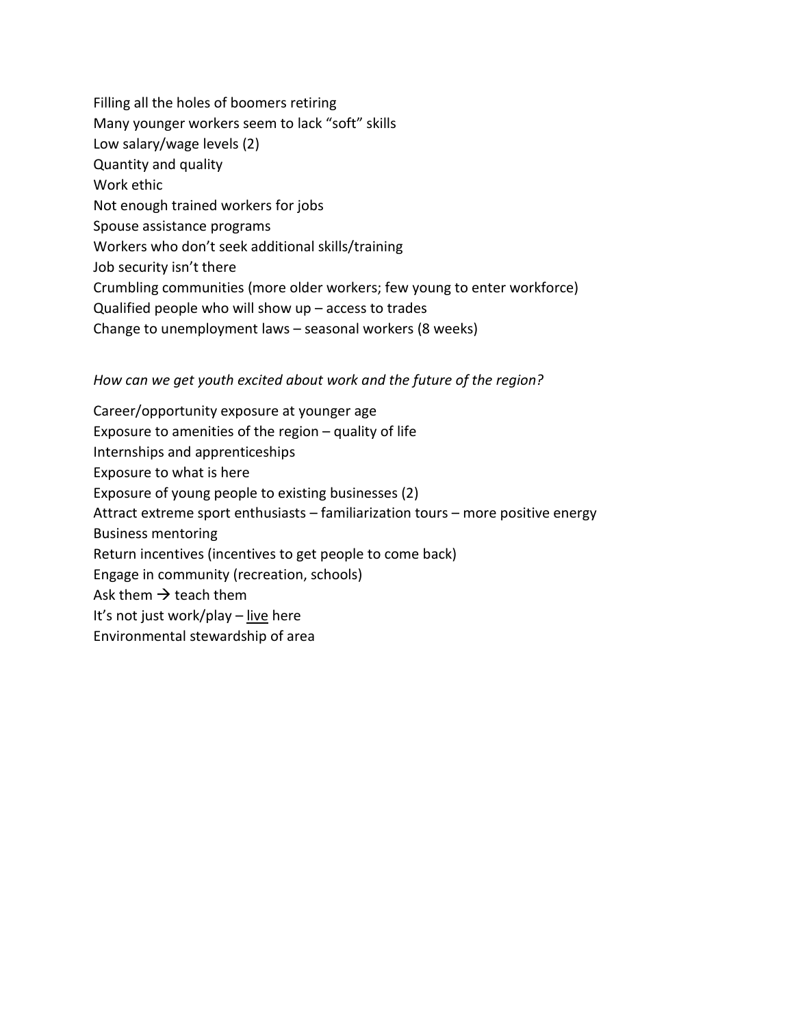Filling all the holes of boomers retiring
Many younger workers seem to lack "soft" skills
Low salary/wage levels (2)
Quantity and quality
Work ethic
Not enough trained workers for jobs
Spouse assistance programs
Workers who don't seek additional skills/training
Job security isn't there
Crumbling communities (more older workers; few young to enter workforce)
Qualified people who will show up – access to trades
Change to unemployment laws – seasonal workers (8 weeks)

*How can we get youth excited about work and the future of the region?*

Career/opportunity exposure at younger age
Exposure to amenities of the region – quality of life
Internships and apprenticeships
Exposure to what is here
Exposure of young people to existing businesses (2)
Attract extreme sport enthusiasts – familiarization tours – more positive energy
Business mentoring
Return incentives (incentives to get people to come back)
Engage in community (recreation, schools)
Ask them → teach them
It's not just work/play – <u>live</u> here
Environmental stewardship of area